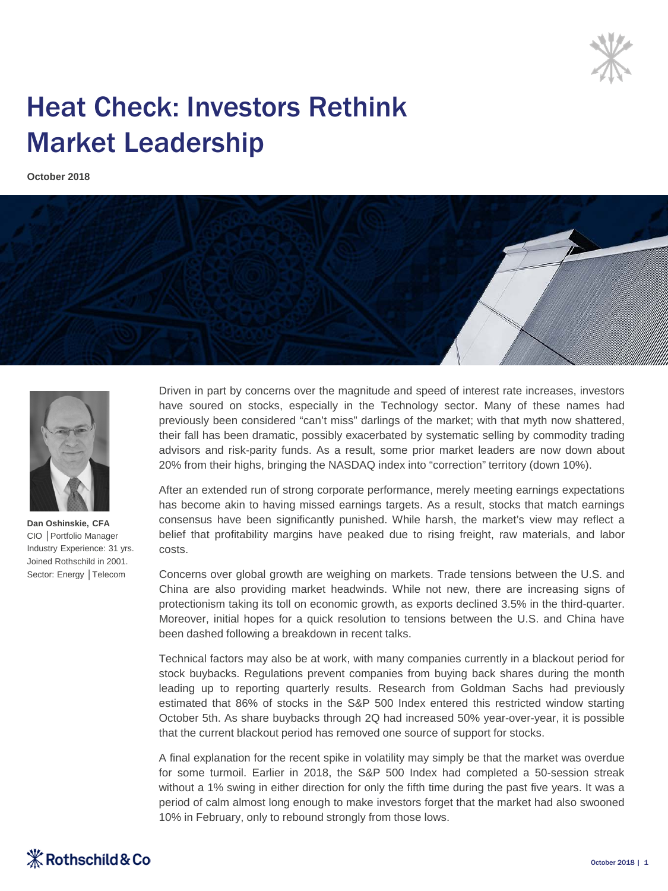# Heat Check: Investors Rethink Market Leadership

**October 2018**

**Dan Oshinskie, CFA**
CIO │Portfolio Manager
Industry Experience: 31 yrs.
Joined Rothschild in 2001.
Sector: Energy │Telecom

Driven in part by concerns over the magnitude and speed of interest rate increases, investors have soured on stocks, especially in the Technology sector. Many of these names had previously been considered "can't miss" darlings of the market; with that myth now shattered, their fall has been dramatic, possibly exacerbated by systematic selling by commodity trading advisors and risk-parity funds. As a result, some prior market leaders are now down about 20% from their highs, bringing the NASDAQ index into "correction" territory (down 10%).

After an extended run of strong corporate performance, merely meeting earnings expectations has become akin to having missed earnings targets. As a result, stocks that match earnings consensus have been significantly punished. While harsh, the market's view may reflect a belief that profitability margins have peaked due to rising freight, raw materials, and labor costs.

Concerns over global growth are weighing on markets. Trade tensions between the U.S. and China are also providing market headwinds. While not new, there are increasing signs of protectionism taking its toll on economic growth, as exports declined 3.5% in the third-quarter. Moreover, initial hopes for a quick resolution to tensions between the U.S. and China have been dashed following a breakdown in recent talks.

Technical factors may also be at work, with many companies currently in a blackout period for stock buybacks. Regulations prevent companies from buying back shares during the month leading up to reporting quarterly results. Research from Goldman Sachs had previously estimated that 86% of stocks in the S&P 500 Index entered this restricted window starting October 5th. As share buybacks through 2Q had increased 50% year-over-year, it is possible that the current blackout period has removed one source of support for stocks.

A final explanation for the recent spike in volatility may simply be that the market was overdue for some turmoil. Earlier in 2018, the S&P 500 Index had completed a 50-session streak without a 1% swing in either direction for only the fifth time during the past five years. It was a period of calm almost long enough to make investors forget that the market had also swooned 10% in February, only to rebound strongly from those lows.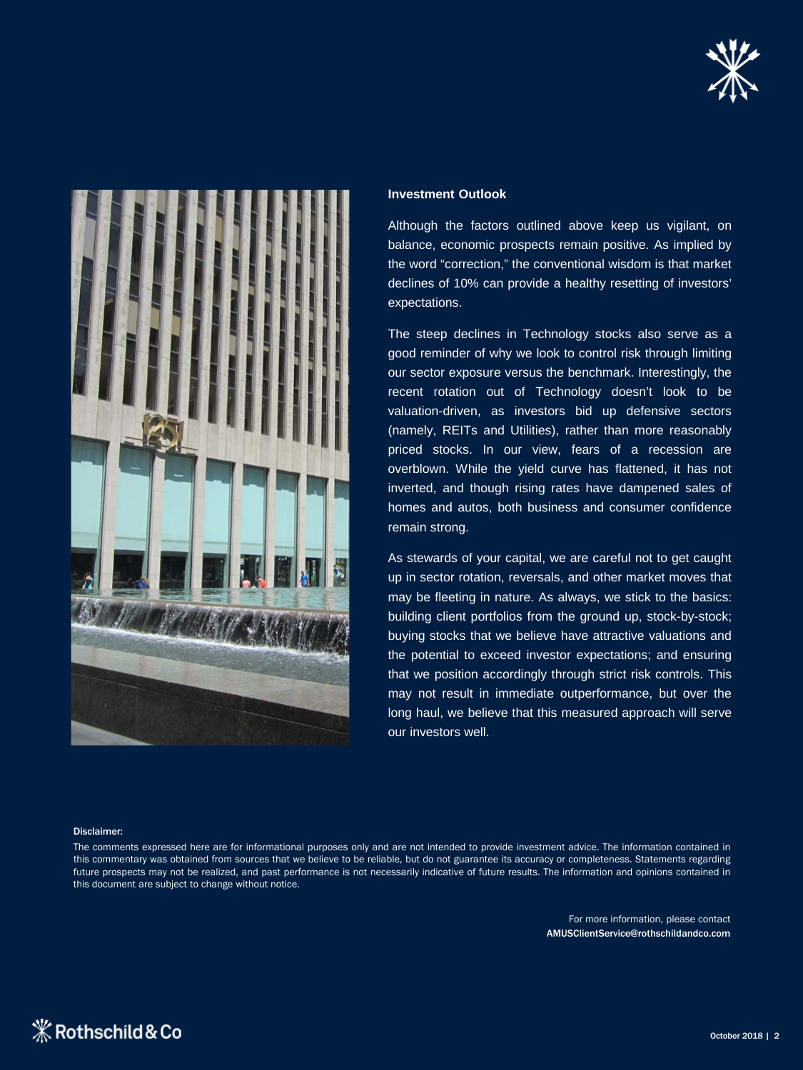## Investment Outlook

Although the factors outlined above keep us vigilant, on balance, economic prospects remain positive. As implied by the word "correction," the conventional wisdom is that market declines of 10% can provide a healthy resetting of investors' expectations.

The steep declines in Technology stocks also serve as a good reminder of why we look to control risk through limiting our sector exposure versus the benchmark. Interestingly, the recent rotation out of Technology doesn't look to be valuation-driven, as investors bid up defensive sectors (namely, REITs and Utilities), rather than more reasonably priced stocks. In our view, fears of a recession are overblown. While the yield curve has flattened, it has not inverted, and though rising rates have dampened sales of homes and autos, both business and consumer confidence remain strong.

As stewards of your capital, we are careful not to get caught up in sector rotation, reversals, and other market moves that may be fleeting in nature. As always, we stick to the basics: building client portfolios from the ground up, stock-by-stock; buying stocks that we believe have attractive valuations and the potential to exceed investor expectations; and ensuring that we position accordingly through strict risk controls. This may not result in immediate outperformance, but over the long haul, we believe that this measured approach will serve our investors well.

**Disclaimer:**

The comments expressed here are for informational purposes only and are not intended to provide investment advice. The information contained in this commentary was obtained from sources that we believe to be reliable, but do not guarantee its accuracy or completeness. Statements regarding future prospects may not be realized, and past performance is not necessarily indicative of future results. The information and opinions contained in this document are subject to change without notice.

For more information, please contact
**AMUSClientService@rothschildandco.com**

Rothschild & Co